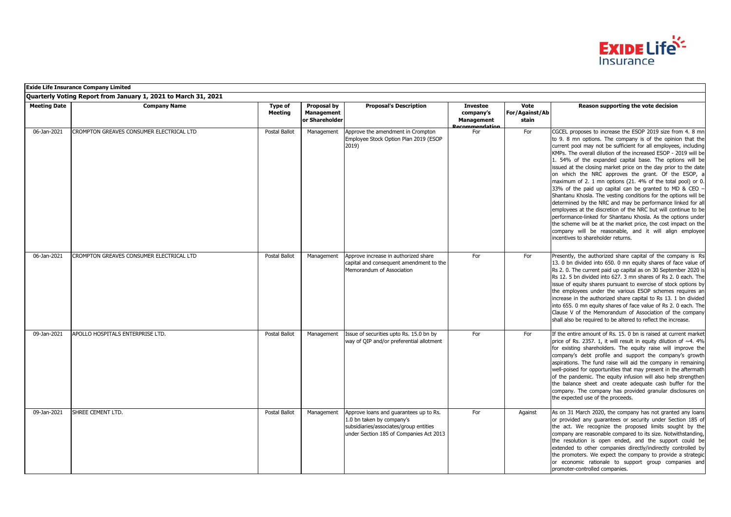**Exide Life Insurance Company Limited**

**Quarterly Voting Report from January 1, 2021 to March 31, 2021**

| Meeting Date | Company Name | Type of Meeting | Proposal by Management or Shareholder | Proposal's Description | Investee company's Management Recommendation | Vote For/Against/Abstain | Reason supporting the vote decision |
|---|---|---|---|---|---|---|---|
| 06-Jan-2021 | CROMPTON GREAVES CONSUMER ELECTRICAL LTD | Postal Ballot | Management | Approve the amendment in Crompton Employee Stock Option Plan 2019 (ESOP 2019) | For | For | CGCEL proposes to increase the ESOP 2019 size from 4. 8 mn to 9. 8 mn options. The company is of the opinion that the current pool may not be sufficient for all employees, including KMPs. The overall dilution of the increased ESOP - 2019 will be 1. 54% of the expanded capital base. The options will be issued at the closing market price on the day prior to the date on which the NRC approves the grant. Of the ESOP, a maximum of 2. 1 mn options (21. 4% of the total pool) or 0. 33% of the paid up capital can be granted to MD & CEO – Shantanu Khosla. The vesting conditions for the options will be determined by the NRC and may be performance linked for all employees at the discretion of the NRC but will continue to be performance-linked for Shantanu Khosla. As the options under the scheme will be at the market price, the cost impact on the company will be reasonable, and it will align employee incentives to shareholder returns. |
| 06-Jan-2021 | CROMPTON GREAVES CONSUMER ELECTRICAL LTD | Postal Ballot | Management | Approve increase in authorized share capital and consequent amendment to the Memorandum of Association | For | For | Presently, the authorized share capital of the company is Rs 13. 0 bn divided into 650. 0 mn equity shares of face value of Rs 2. 0. The current paid up capital as on 30 September 2020 is Rs 12. 5 bn divided into 627. 3 mn shares of Rs 2. 0 each. The issue of equity shares pursuant to exercise of stock options by the employees under the various ESOP schemes requires an increase in the authorized share capital to Rs 13. 1 bn divided into 655. 0 mn equity shares of face value of Rs 2. 0 each. The Clause V of the Memorandum of Association of the company shall also be required to be altered to reflect the increase. |
| 09-Jan-2021 | APOLLO HOSPITALS ENTERPRISE LTD. | Postal Ballot | Management | Issue of securities upto Rs. 15.0 bn by way of QIP and/or preferential allotment | For | For | If the entire amount of Rs. 15. 0 bn is raised at current market price of Rs. 2357. 1, it will result in equity dilution of ~4. 4% for existing shareholders. The equity raise will improve the company's debt profile and support the company's growth aspirations. The fund raise will aid the company in remaining well-poised for opportunities that may present in the aftermath of the pandemic. The equity infusion will also help strengthen the balance sheet and create adequate cash buffer for the company. The company has provided granular disclosures on the expected use of the proceeds. |
| 09-Jan-2021 | SHREE CEMENT LTD. | Postal Ballot | Management | Approve loans and guarantees up to Rs. 1.0 bn taken by company's subsidiaries/associates/group entities under Section 185 of Companies Act 2013 | For | Against | As on 31 March 2020, the company has not granted any loans or provided any guarantees or security under Section 185 of the act. We recognize the proposed limits sought by the company are reasonable compared to its size. Notwithstanding, the resolution is open ended, and the support could be extended to other companies directly/indirectly controlled by the promoters. We expect the company to provide a strategic or economic rationale to support group companies and promoter-controlled companies. |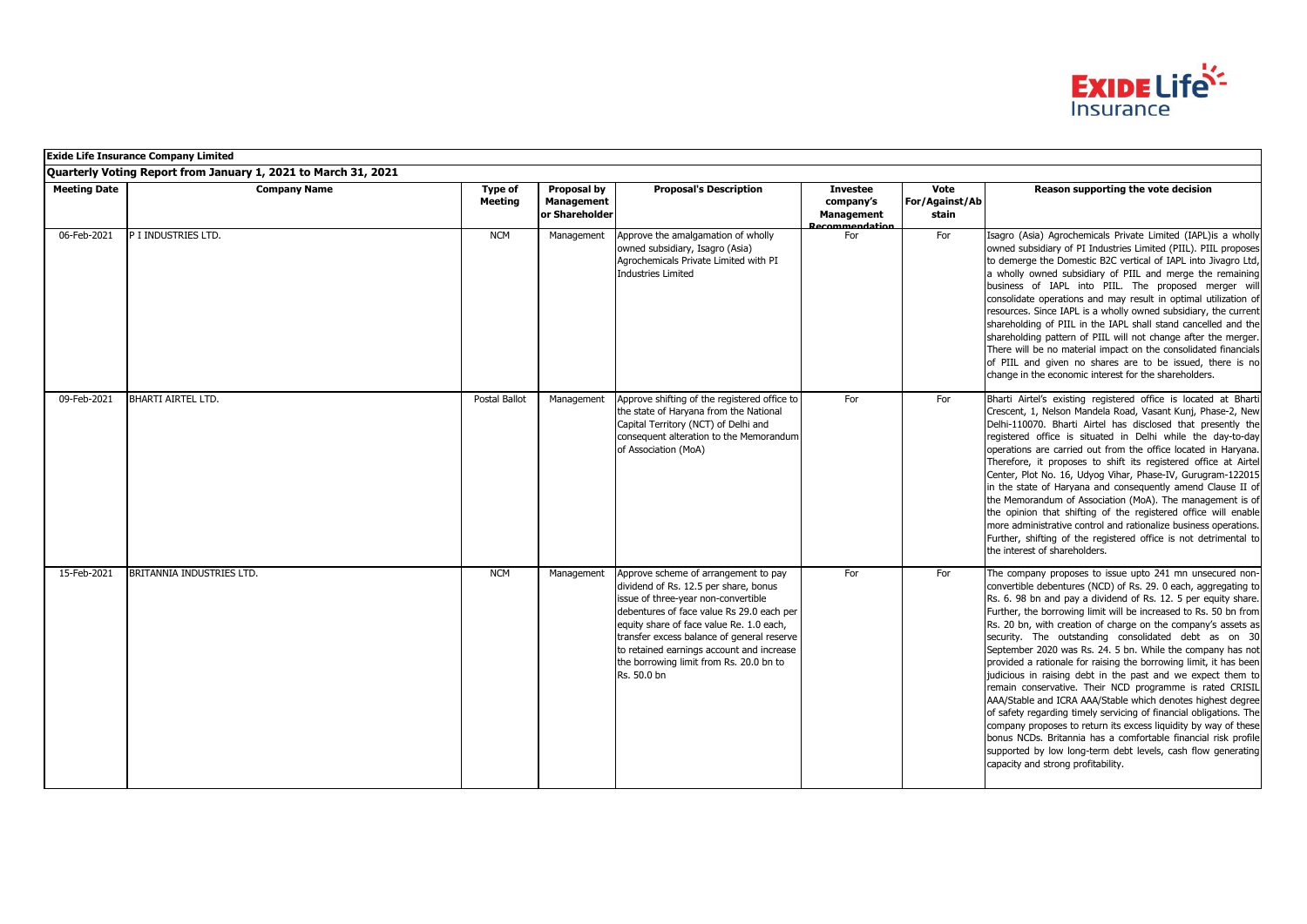**Exide Life Insurance Company Limited**

**Quarterly Voting Report from January 1, 2021 to March 31, 2021**

| Meeting Date | Company Name | Type of Meeting | Proposal by Management or Shareholder | Proposal's Description | Investee company's Management Recommendation | Vote For/Against/Abstain | Reason supporting the vote decision |
|---|---|---|---|---|---|---|---|
| 06-Feb-2021 | P I INDUSTRIES LTD. | NCM | Management | Approve the amalgamation of wholly owned subsidiary, Isagro (Asia) Agrochemicals Private Limited with PI Industries Limited | For | For | Isagro (Asia) Agrochemicals Private Limited (IAPL)is a wholly owned subsidiary of PI Industries Limited (PIIL). PIIL proposes to demerge the Domestic B2C vertical of IAPL into Jivagro Ltd, a wholly owned subsidiary of PIIL and merge the remaining business of IAPL into PIIL. The proposed merger will consolidate operations and may result in optimal utilization of resources. Since IAPL is a wholly owned subsidiary, the current shareholding of PIIL in the IAPL shall stand cancelled and the shareholding pattern of PIIL will not change after the merger. There will be no material impact on the consolidated financials of PIIL and given no shares are to be issued, there is no change in the economic interest for the shareholders. |
| 09-Feb-2021 | BHARTI AIRTEL LTD. | Postal Ballot | Management | Approve shifting of the registered office to the state of Haryana from the National Capital Territory (NCT) of Delhi and consequent alteration to the Memorandum of Association (MoA) | For | For | Bharti Airtel's existing registered office is located at Bharti Crescent, 1, Nelson Mandela Road, Vasant Kunj, Phase-2, New Delhi-110070. Bharti Airtel has disclosed that presently the registered office is situated in Delhi while the day-to-day operations are carried out from the office located in Haryana. Therefore, it proposes to shift its registered office at Airtel Center, Plot No. 16, Udyog Vihar, Phase-IV, Gurugram-122015 in the state of Haryana and consequently amend Clause II of the Memorandum of Association (MoA). The management is of the opinion that shifting of the registered office will enable more administrative control and rationalize business operations. Further, shifting of the registered office is not detrimental to the interest of shareholders. |
| 15-Feb-2021 | BRITANNIA INDUSTRIES LTD. | NCM | Management | Approve scheme of arrangement to pay dividend of Rs. 12.5 per share, bonus issue of three-year non-convertible debentures of face value Rs 29.0 each per equity share of face value Re. 1.0 each, transfer excess balance of general reserve to retained earnings account and increase the borrowing limit from Rs. 20.0 bn to Rs. 50.0 bn | For | For | The company proposes to issue upto 241 mn unsecured non-convertible debentures (NCD) of Rs. 29. 0 each, aggregating to Rs. 6. 98 bn and pay a dividend of Rs. 12. 5 per equity share. Further, the borrowing limit will be increased to Rs. 50 bn from Rs. 20 bn, with creation of charge on the company's assets as security. The outstanding consolidated debt as on 30 September 2020 was Rs. 24. 5 bn. While the company has not provided a rationale for raising the borrowing limit, it has been judicious in raising debt in the past and we expect them to remain conservative. Their NCD programme is rated CRISIL AAA/Stable and ICRA AAA/Stable which denotes highest degree of safety regarding timely servicing of financial obligations. The company proposes to return its excess liquidity by way of these bonus NCDs. Britannia has a comfortable financial risk profile supported by low long-term debt levels, cash flow generating capacity and strong profitability. |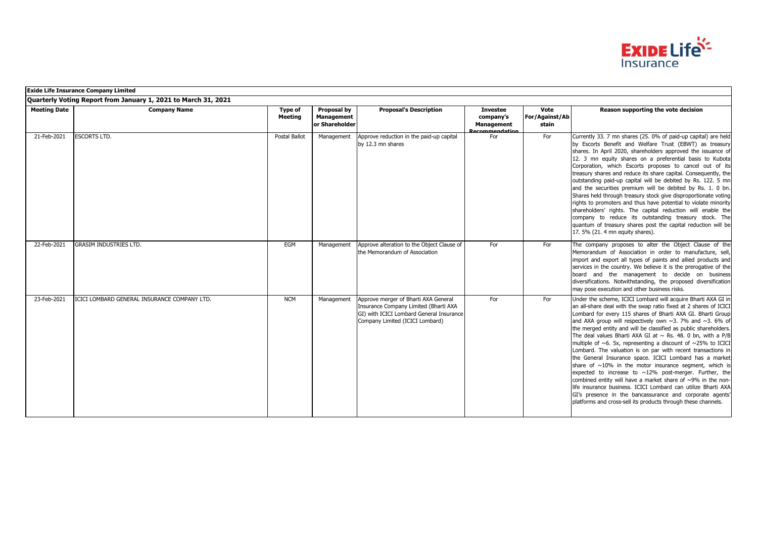**Exide Life Insurance Company Limited**

**Quarterly Voting Report from January 1, 2021 to March 31, 2021**

| Meeting Date | Company Name | Type of Meeting | Proposal by Management or Shareholder | Proposal's Description | Investee company's Management Recommendation | Vote For/Against/Abstain | Reason supporting the vote decision |
|---|---|---|---|---|---|---|---|
| 21-Feb-2021 | ESCORTS LTD. | Postal Ballot | Management | Approve reduction in the paid-up capital by 12.3 mn shares | For | For | Currently 33. 7 mn shares (25. 0% of paid-up capital) are held by Escorts Benefit and Welfare Trust (EBWT) as treasury shares. In April 2020, shareholders approved the issuance of 12. 3 mn equity shares on a preferential basis to Kubota Corporation, which Escorts proposes to cancel out of its treasury shares and reduce its share capital. Consequently, the outstanding paid-up capital will be debited by Rs. 122. 5 mn and the securities premium will be debited by Rs. 1. 0 bn. Shares held through treasury stock give disproportionate voting rights to promoters and thus have potential to violate minority shareholders' rights. The capital reduction will enable the company to reduce its outstanding treasury stock. The quantum of treasury shares post the capital reduction will be 17. 5% (21. 4 mn equity shares). |
| 22-Feb-2021 | GRASIM INDUSTRIES LTD. | EGM | Management | Approve alteration to the Object Clause of the Memorandum of Association | For | For | The company proposes to alter the Object Clause of the Memorandum of Association in order to manufacture, sell, import and export all types of paints and allied products and services in the country. We believe it is the prerogative of the board and the management to decide on business diversifications. Notwithstanding, the proposed diversification may pose execution and other business risks. |
| 23-Feb-2021 | ICICI LOMBARD GENERAL INSURANCE COMPANY LTD. | NCM | Management | Approve merger of Bharti AXA General Insurance Company Limited (Bharti AXA GI) with ICICI Lombard General Insurance Company Limited (ICICI Lombard) | For | For | Under the scheme, ICICI Lombard will acquire Bharti AXA GI in an all-share deal with the swap ratio fixed at 2 shares of ICICI Lombard for every 115 shares of Bharti AXA GI. Bharti Group and AXA group will respectively own ~3. 7% and ~3. 6% of the merged entity and will be classified as public shareholders. The deal values Bharti AXA GI at ~ Rs. 48. 0 bn, with a P/B multiple of ~6. 5x, representing a discount of ~25% to ICICI Lombard. The valuation is on par with recent transactions in the General Insurance space. ICICI Lombard has a market share of ~10% in the motor insurance segment, which is expected to increase to ~12% post-merger. Further, the combined entity will have a market share of ~9% in the non-life insurance business. ICICI Lombard can utilize Bharti AXA GI's presence in the bancassurance and corporate agents' platforms and cross-sell its products through these channels. |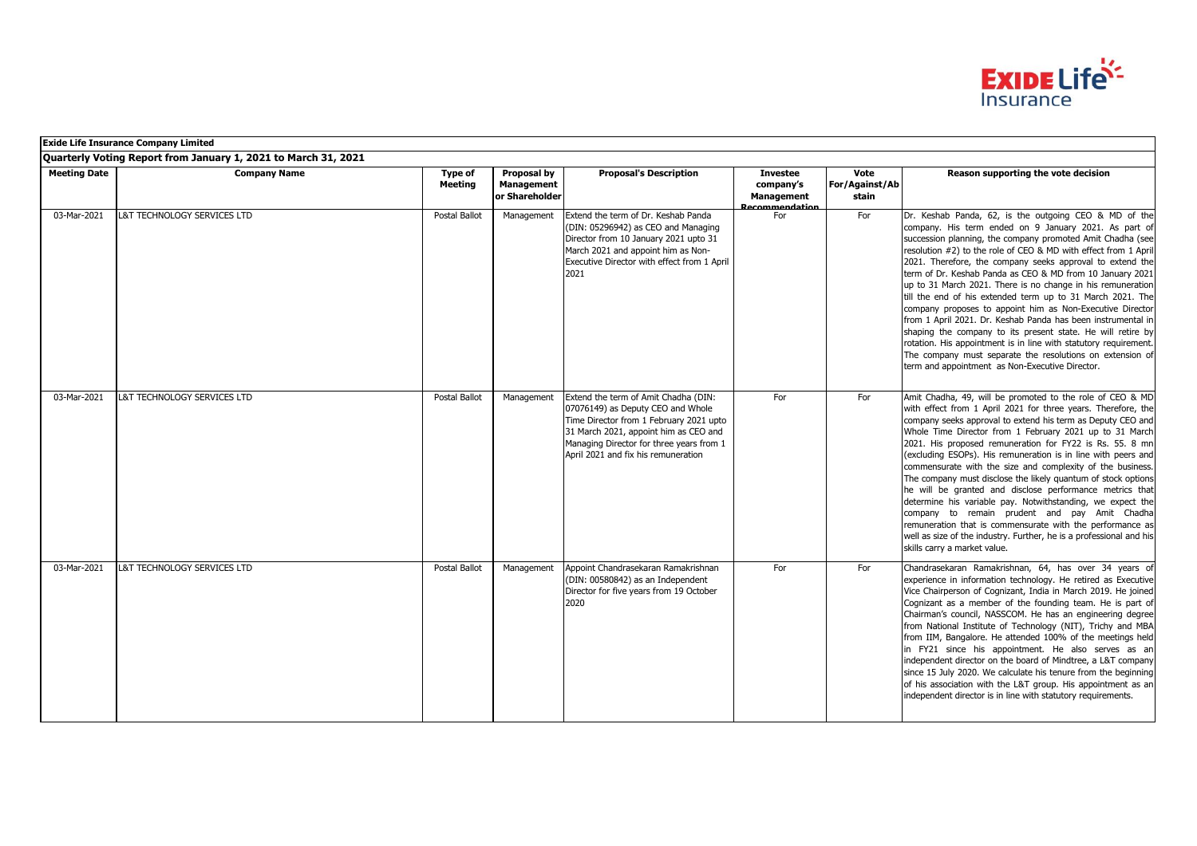**Exide Life Insurance Company Limited**

**Quarterly Voting Report from January 1, 2021 to March 31, 2021**

| Meeting Date | Company Name | Type of Meeting | Proposal by Management or Shareholder | Proposal's Description | Investee company's Management Recommendation | Vote For/Against/Abstain | Reason supporting the vote decision |
|---|---|---|---|---|---|---|---|
| 03-Mar-2021 | L&T TECHNOLOGY SERVICES LTD | Postal Ballot | Management | Extend the term of Dr. Keshab Panda (DIN: 05296942) as CEO and Managing Director from 10 January 2021 upto 31 March 2021 and appoint him as Non-Executive Director with effect from 1 April 2021 | For | For | Dr. Keshab Panda, 62, is the outgoing CEO & MD of the company. His term ended on 9 January 2021. As part of succession planning, the company promoted Amit Chadha (see resolution #2) to the role of CEO & MD with effect from 1 April 2021. Therefore, the company seeks approval to extend the term of Dr. Keshab Panda as CEO & MD from 10 January 2021 up to 31 March 2021. There is no change in his remuneration till the end of his extended term up to 31 March 2021. The company proposes to appoint him as Non-Executive Director from 1 April 2021. Dr. Keshab Panda has been instrumental in shaping the company to its present state. He will retire by rotation. His appointment is in line with statutory requirement. The company must separate the resolutions on extension of term and appointment as Non-Executive Director. |
| 03-Mar-2021 | L&T TECHNOLOGY SERVICES LTD | Postal Ballot | Management | Extend the term of Amit Chadha (DIN: 07076149) as Deputy CEO and Whole Time Director from 1 February 2021 upto 31 March 2021, appoint him as CEO and Managing Director for three years from 1 April 2021 and fix his remuneration | For | For | Amit Chadha, 49, will be promoted to the role of CEO & MD with effect from 1 April 2021 for three years. Therefore, the company seeks approval to extend his term as Deputy CEO and Whole Time Director from 1 February 2021 up to 31 March 2021. His proposed remuneration for FY22 is Rs. 55. 8 mn (excluding ESOPs). His remuneration is in line with peers and commensurate with the size and complexity of the business. The company must disclose the likely quantum of stock options he will be granted and disclose performance metrics that determine his variable pay. Notwithstanding, we expect the company to remain prudent and pay Amit Chadha remuneration that is commensurate with the performance as well as size of the industry. Further, he is a professional and his skills carry a market value. |
| 03-Mar-2021 | L&T TECHNOLOGY SERVICES LTD | Postal Ballot | Management | Appoint Chandrasekaran Ramakrishnan (DIN: 00580842) as an Independent Director for five years from 19 October 2020 | For | For | Chandrasekaran Ramakrishnan, 64, has over 34 years of experience in information technology. He retired as Executive Vice Chairperson of Cognizant, India in March 2019. He joined Cognizant as a member of the founding team. He is part of Chairman's council, NASSCOM. He has an engineering degree from National Institute of Technology (NIT), Trichy and MBA from IIM, Bangalore. He attended 100% of the meetings held in FY21 since his appointment. He also serves as an independent director on the board of Mindtree, a L&T company since 15 July 2020. We calculate his tenure from the beginning of his association with the L&T group. His appointment as an independent director is in line with statutory requirements. |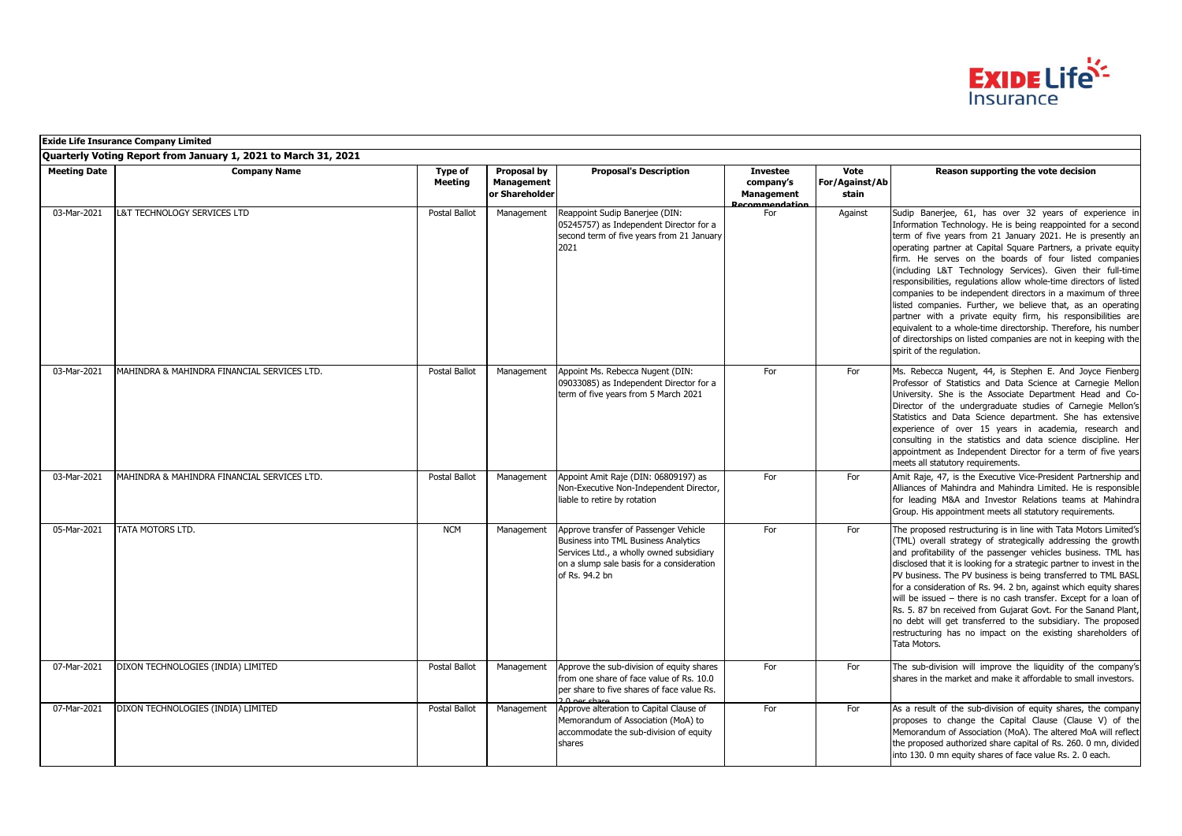**Exide Life Insurance Company Limited**

**Quarterly Voting Report from January 1, 2021 to March 31, 2021**

| Meeting Date | Company Name | Type of Meeting | Proposal by Management or Shareholder | Proposal's Description | Investee company's Management Recommendation | Vote For/Against/Abstain | Reason supporting the vote decision |
|---|---|---|---|---|---|---|---|
| 03-Mar-2021 | L&T TECHNOLOGY SERVICES LTD | Postal Ballot | Management | Reappoint Sudip Banerjee (DIN: 05245757) as Independent Director for a second term of five years from 21 January 2021 | For | Against | Sudip Banerjee, 61, has over 32 years of experience in Information Technology. He is being reappointed for a second term of five years from 21 January 2021. He is presently an operating partner at Capital Square Partners, a private equity firm. He serves on the boards of four listed companies (including L&T Technology Services). Given their full-time responsibilities, regulations allow whole-time directors of listed companies to be independent directors in a maximum of three listed companies. Further, we believe that, as an operating partner with a private equity firm, his responsibilities are equivalent to a whole-time directorship. Therefore, his number of directorships on listed companies are not in keeping with the spirit of the regulation. |
| 03-Mar-2021 | MAHINDRA & MAHINDRA FINANCIAL SERVICES LTD. | Postal Ballot | Management | Appoint Ms. Rebecca Nugent (DIN: 09033085) as Independent Director for a term of five years from 5 March 2021 | For | For | Ms. Rebecca Nugent, 44, is Stephen E. And Joyce Fienberg Professor of Statistics and Data Science at Carnegie Mellon University. She is the Associate Department Head and Co-Director of the undergraduate studies of Carnegie Mellon's Statistics and Data Science department. She has extensive experience of over 15 years in academia, research and consulting in the statistics and data science discipline. Her appointment as Independent Director for a term of five years meets all statutory requirements. |
| 03-Mar-2021 | MAHINDRA & MAHINDRA FINANCIAL SERVICES LTD. | Postal Ballot | Management | Appoint Amit Raje (DIN: 06809197) as Non-Executive Non-Independent Director, liable to retire by rotation | For | For | Amit Raje, 47, is the Executive Vice-President Partnership and Alliances of Mahindra and Mahindra Limited. He is responsible for leading M&A and Investor Relations teams at Mahindra Group. His appointment meets all statutory requirements. |
| 05-Mar-2021 | TATA MOTORS LTD. | NCM | Management | Approve transfer of Passenger Vehicle Business into TML Business Analytics Services Ltd., a wholly owned subsidiary on a slump sale basis for a consideration of Rs. 94.2 bn | For | For | The proposed restructuring is in line with Tata Motors Limited's (TML) overall strategy of strategically addressing the growth and profitability of the passenger vehicles business. TML has disclosed that it is looking for a strategic partner to invest in the PV business. The PV business is being transferred to TML BASL for a consideration of Rs. 94. 2 bn, against which equity shares will be issued – there is no cash transfer. Except for a loan of Rs. 5. 87 bn received from Gujarat Govt. For the Sanand Plant, no debt will get transferred to the subsidiary. The proposed restructuring has no impact on the existing shareholders of Tata Motors. |
| 07-Mar-2021 | DIXON TECHNOLOGIES (INDIA) LIMITED | Postal Ballot | Management | Approve the sub-division of equity shares from one share of face value of Rs. 10.0 per share to five shares of face value Rs. 2.0 per share | For | For | The sub-division will improve the liquidity of the company's shares in the market and make it affordable to small investors. |
| 07-Mar-2021 | DIXON TECHNOLOGIES (INDIA) LIMITED | Postal Ballot | Management | Approve alteration to Capital Clause of Memorandum of Association (MoA) to accommodate the sub-division of equity shares | For | For | As a result of the sub-division of equity shares, the company proposes to change the Capital Clause (Clause V) of the Memorandum of Association (MoA). The altered MoA will reflect the proposed authorized share capital of Rs. 260. 0 mn, divided into 130. 0 mn equity shares of face value Rs. 2. 0 each. |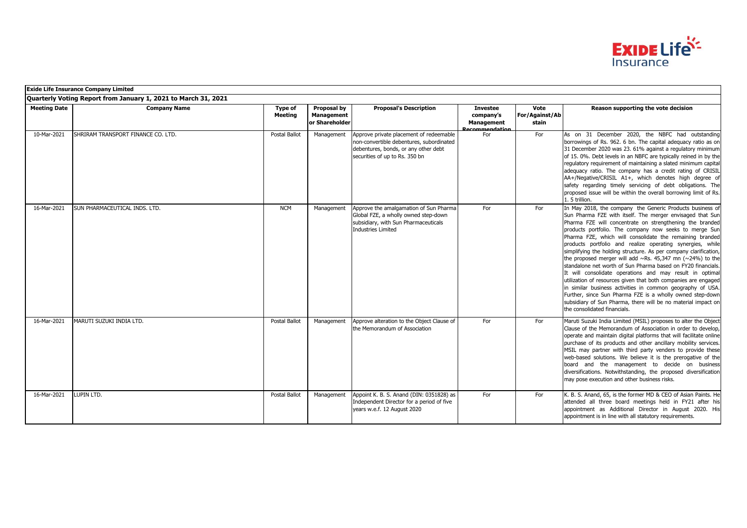**Exide Life Insurance Company Limited**

**Quarterly Voting Report from January 1, 2021 to March 31, 2021**

| Meeting Date | Company Name | Type of Meeting | Proposal by Management or Shareholder | Proposal's Description | Investee company's Management Recommendation | Vote For/Against/Abstain | Reason supporting the vote decision |
|---|---|---|---|---|---|---|---|
| 10-Mar-2021 | SHRIRAM TRANSPORT FINANCE CO. LTD. | Postal Ballot | Management | Approve private placement of redeemable non-convertible debentures, subordinated debentures, bonds, or any other debt securities of up to Rs. 350 bn | For | For | As on 31 December 2020, the NBFC had outstanding borrowings of Rs. 962. 6 bn. The capital adequacy ratio as on 31 December 2020 was 23. 61% against a regulatory minimum of 15. 0%. Debt levels in an NBFC are typically reined in by the regulatory requirement of maintaining a slated minimum capital adequacy ratio. The company has a credit rating of CRISIL AA+/Negative/CRISIL A1+, which denotes high degree of safety regarding timely servicing of debt obligations. The proposed issue will be within the overall borrowing limit of Rs. 1. 5 trillion. |
| 16-Mar-2021 | SUN PHARMACEUTICAL INDS. LTD. | NCM | Management | Approve the amalgamation of Sun Pharma Global FZE, a wholly owned step-down subsidiary, with Sun Pharmaceuticals Industries Limited | For | For | In May 2018, the company the Generic Products business of Sun Pharma FZE with itself. The merger envisaged that Sun Pharma FZE will concentrate on strengthening the branded products portfolio. The company now seeks to merge Sun Pharma FZE, which will consolidate the remaining branded products portfolio and realize operating synergies, while simplifying the holding structure. As per company clarification, the proposed merger will add ~Rs. 45,347 mn (~24%) to the standalone net worth of Sun Pharma based on FY20 financials. It will consolidate operations and may result in optimal utilization of resources given that both companies are engaged in similar business activities in common geography of USA. Further, since Sun Pharma FZE is a wholly owned step-down subsidiary of Sun Pharma, there will be no material impact on the consolidated financials. |
| 16-Mar-2021 | MARUTI SUZUKI INDIA LTD. | Postal Ballot | Management | Approve alteration to the Object Clause of the Memorandum of Association | For | For | Maruti Suzuki India Limited (MSIL) proposes to alter the Object Clause of the Memorandum of Association in order to develop, operate and maintain digital platforms that will facilitate online purchase of its products and other ancillary mobility services. MSIL may partner with third party venders to provide these web-based solutions. We believe it is the prerogative of the board and the management to decide on business diversifications. Notwithstanding, the proposed diversification may pose execution and other business risks. |
| 16-Mar-2021 | LUPIN LTD. | Postal Ballot | Management | Appoint K. B. S. Anand (DIN: 0351828) as Independent Director for a period of five years w.e.f. 12 August 2020 | For | For | K. B. S. Anand, 65, is the former MD & CEO of Asian Paints. He attended all three board meetings held in FY21 after his appointment as Additional Director in August 2020. His appointment is in line with all statutory requirements. |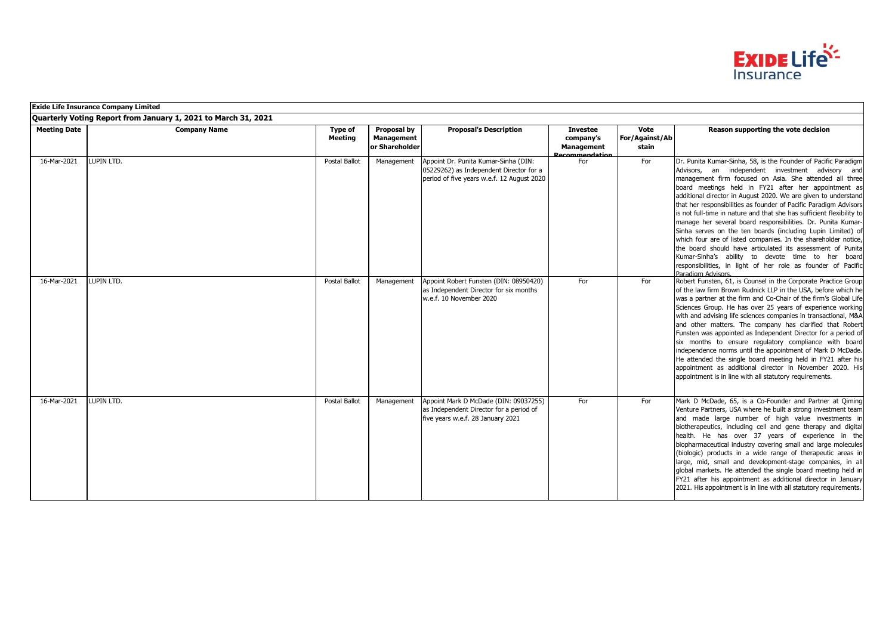**Exide Life Insurance Company Limited**

**Quarterly Voting Report from January 1, 2021 to March 31, 2021**

| Meeting Date | Company Name | Type of Meeting | Proposal by Management or Shareholder | Proposal's Description | Investee company's Management Recommendation | Vote For/Against/Abstain | Reason supporting the vote decision |
|---|---|---|---|---|---|---|---|
| 16-Mar-2021 | LUPIN LTD. | Postal Ballot | Management | Appoint Dr. Punita Kumar-Sinha (DIN: 05229262) as Independent Director for a period of five years w.e.f. 12 August 2020 | For | For | Dr. Punita Kumar-Sinha, 58, is the Founder of Pacific Paradigm Advisors, an independent investment advisory and management firm focused on Asia. She attended all three board meetings held in FY21 after her appointment as additional director in August 2020. We are given to understand that her responsibilities as founder of Pacific Paradigm Advisors is not full-time in nature and that she has sufficient flexibility to manage her several board responsibilities. Dr. Punita Kumar-Sinha serves on the ten boards (including Lupin Limited) of which four are of listed companies. In the shareholder notice, the board should have articulated its assessment of Punita Kumar-Sinha's ability to devote time to her board responsibilities, in light of her role as founder of Pacific Paradigm Advisors. |
| 16-Mar-2021 | LUPIN LTD. | Postal Ballot | Management | Appoint Robert Funsten (DIN: 08950420) as Independent Director for six months w.e.f. 10 November 2020 | For | For | Robert Funsten, 61, is Counsel in the Corporate Practice Group of the law firm Brown Rudnick LLP in the USA, before which he was a partner at the firm and Co-Chair of the firm's Global Life Sciences Group. He has over 25 years of experience working with and advising life sciences companies in transactional, M&A and other matters. The company has clarified that Robert Funsten was appointed as Independent Director for a period of six months to ensure regulatory compliance with board independence norms until the appointment of Mark D McDade. He attended the single board meeting held in FY21 after his appointment as additional director in November 2020. His appointment is in line with all statutory requirements. |
| 16-Mar-2021 | LUPIN LTD. | Postal Ballot | Management | Appoint Mark D McDade (DIN: 09037255) as Independent Director for a period of five years w.e.f. 28 January 2021 | For | For | Mark D McDade, 65, is a Co-Founder and Partner at Qiming Venture Partners, USA where he built a strong investment team and made large number of high value investments in biotherapeutics, including cell and gene therapy and digital health. He has over 37 years of experience in the biopharmaceutical industry covering small and large molecules (biologic) products in a wide range of therapeutic areas in large, mid, small and development-stage companies, in all global markets. He attended the single board meeting held in FY21 after his appointment as additional director in January 2021. His appointment is in line with all statutory requirements. |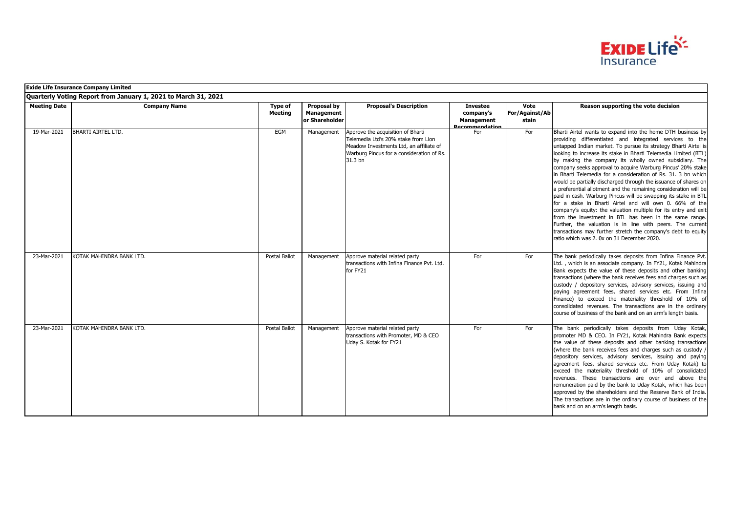**Exide Life Insurance Company Limited**

**Quarterly Voting Report from January 1, 2021 to March 31, 2021**

| Meeting Date | Company Name | Type of Meeting | Proposal by Management or Shareholder | Proposal's Description | Investee company's Management Recommendation | Vote For/Against/Abstain | Reason supporting the vote decision |
|---|---|---|---|---|---|---|---|
| 19-Mar-2021 | BHARTI AIRTEL LTD. | EGM | Management | Approve the acquisition of Bharti Telemedia Ltd's 20% stake from Lion Meadow Investments Ltd, an affiliate of Warburg Pincus for a consideration of Rs. 31.3 bn | For | For | Bharti Airtel wants to expand into the home DTH business by providing differentiated and integrated services to the untapped Indian market. To pursue its strategy Bharti Airtel is looking to increase its stake in Bharti Telemedia Limited (BTL) by making the company its wholly owned subsidiary. The company seeks approval to acquire Warburg Pincus' 20% stake in Bharti Telemedia for a consideration of Rs. 31. 3 bn which would be partially discharged through the issuance of shares on a preferential allotment and the remaining consideration will be paid in cash. Warburg Pincus will be swapping its stake in BTL for a stake in Bharti Airtel and will own 0. 66% of the company's equity: the valuation multiple for its entry and exit from the investment in BTL has been in the same range. Further, the valuation is in line with peers. The current transactions may further stretch the company's debt to equity ratio which was 2. 0x on 31 December 2020. |
| 23-Mar-2021 | KOTAK MAHINDRA BANK LTD. | Postal Ballot | Management | Approve material related party transactions with Infina Finance Pvt. Ltd. for FY21 | For | For | The bank periodically takes deposits from Infina Finance Pvt. Ltd. , which is an associate company. In FY21, Kotak Mahindra Bank expects the value of these deposits and other banking transactions (where the bank receives fees and charges such as custody / depository services, advisory services, issuing and paying agreement fees, shared services etc. From Infina Finance) to exceed the materiality threshold of 10% of consolidated revenues. The transactions are in the ordinary course of business of the bank and on an arm's length basis. |
| 23-Mar-2021 | KOTAK MAHINDRA BANK LTD. | Postal Ballot | Management | Approve material related party transactions with Promoter, MD & CEO Uday S. Kotak for FY21 | For | For | The bank periodically takes deposits from Uday Kotak, promoter MD & CEO. In FY21, Kotak Mahindra Bank expects the value of these deposits and other banking transactions (where the bank receives fees and charges such as custody / depository services, advisory services, issuing and paying agreement fees, shared services etc. From Uday Kotak) to exceed the materiality threshold of 10% of consolidated revenues. These transactions are over and above the remuneration paid by the bank to Uday Kotak, which has been approved by the shareholders and the Reserve Bank of India. The transactions are in the ordinary course of business of the bank and on an arm's length basis. |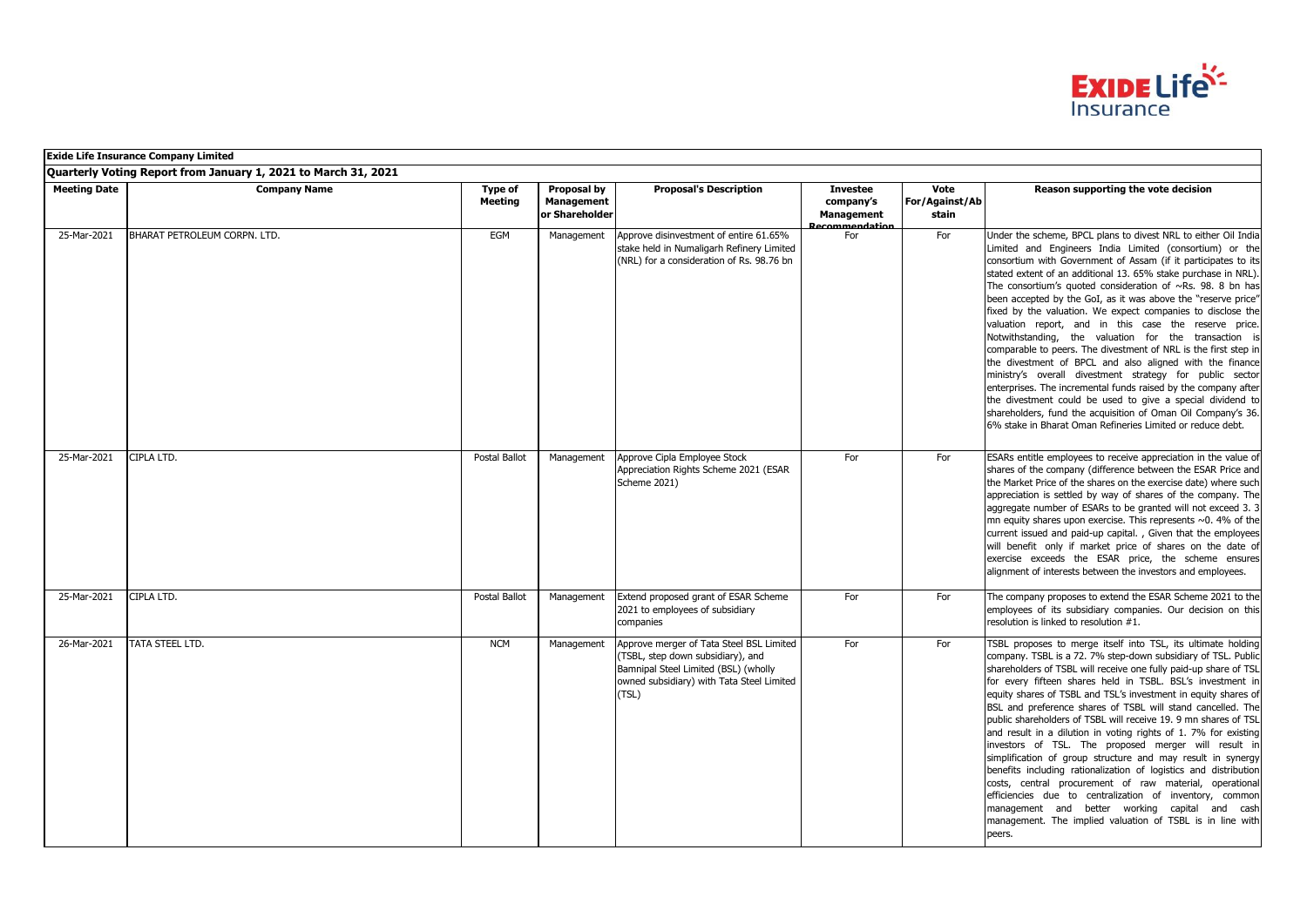**Exide Life Insurance Company Limited**

**Quarterly Voting Report from January 1, 2021 to March 31, 2021**

| Meeting Date | Company Name | Type of Meeting | Proposal by Management or Shareholder | Proposal's Description | Investee company's Management Recommendation | Vote For/Against/Abstain | Reason supporting the vote decision |
|---|---|---|---|---|---|---|---|
| 25-Mar-2021 | BHARAT PETROLEUM CORPN. LTD. | EGM | Management | Approve disinvestment of entire 61.65% stake held in Numaligarh Refinery Limited (NRL) for a consideration of Rs. 98.76 bn | For | For | Under the scheme, BPCL plans to divest NRL to either Oil India Limited and Engineers India Limited (consortium) or the consortium with Government of Assam (if it participates to its stated extent of an additional 13. 65% stake purchase in NRL). The consortium's quoted consideration of ~Rs. 98. 8 bn has been accepted by the GoI, as it was above the "reserve price" fixed by the valuation. We expect companies to disclose the valuation report, and in this case the reserve price. Notwithstanding, the valuation for the transaction is comparable to peers. The divestment of NRL is the first step in the divestment of BPCL and also aligned with the finance ministry's overall divestment strategy for public sector enterprises. The incremental funds raised by the company after the divestment could be used to give a special dividend to shareholders, fund the acquisition of Oman Oil Company's 36. 6% stake in Bharat Oman Refineries Limited or reduce debt. |
| 25-Mar-2021 | CIPLA LTD. | Postal Ballot | Management | Approve Cipla Employee Stock Appreciation Rights Scheme 2021 (ESAR Scheme 2021) | For | For | ESARs entitle employees to receive appreciation in the value of shares of the company (difference between the ESAR Price and the Market Price of the shares on the exercise date) where such appreciation is settled by way of shares of the company. The aggregate number of ESARs to be granted will not exceed 3. 3 mn equity shares upon exercise. This represents ~0. 4% of the current issued and paid-up capital. , Given that the employees will benefit only if market price of shares on the date of exercise exceeds the ESAR price, the scheme ensures alignment of interests between the investors and employees. |
| 25-Mar-2021 | CIPLA LTD. | Postal Ballot | Management | Extend proposed grant of ESAR Scheme 2021 to employees of subsidiary companies | For | For | The company proposes to extend the ESAR Scheme 2021 to the employees of its subsidiary companies. Our decision on this resolution is linked to resolution #1. |
| 26-Mar-2021 | TATA STEEL LTD. | NCM | Management | Approve merger of Tata Steel BSL Limited (TSBL, step down subsidiary), and Bamnipal Steel Limited (BSL) (wholly owned subsidiary) with Tata Steel Limited (TSL) | For | For | TSBL proposes to merge itself into TSL, its ultimate holding company. TSBL is a 72. 7% step-down subsidiary of TSL. Public shareholders of TSBL will receive one fully paid-up share of TSL for every fifteen shares held in TSBL. BSL's investment in equity shares of TSBL and TSL's investment in equity shares of BSL and preference shares of TSBL will stand cancelled. The public shareholders of TSBL will receive 19. 9 mn shares of TSL and result in a dilution in voting rights of 1. 7% for existing investors of TSL. The proposed merger will result in simplification of group structure and may result in synergy benefits including rationalization of logistics and distribution costs, central procurement of raw material, operational efficiencies due to centralization of inventory, common management and better working capital and cash management. The implied valuation of TSBL is in line with peers. |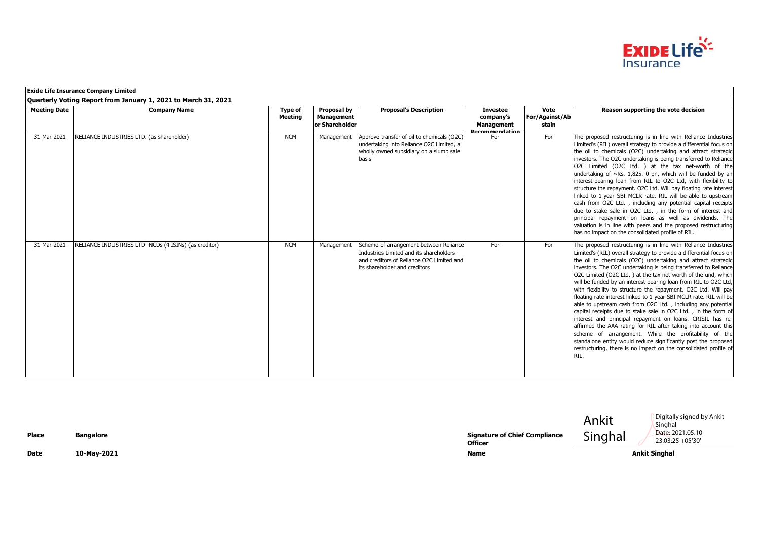**Exide Life Insurance Company Limited**

**Quarterly Voting Report from January 1, 2021 to March 31, 2021**

| Meeting Date | Company Name | Type of Meeting | Proposal by Management or Shareholder | Proposal's Description | Investee company's Management Recommendation | Vote For/Against/Abstain | Reason supporting the vote decision |
|---|---|---|---|---|---|---|---|
| 31-Mar-2021 | RELIANCE INDUSTRIES LTD. (as shareholder) | NCM | Management | Approve transfer of oil to chemicals (O2C) undertaking into Reliance O2C Limited, a wholly owned subsidiary on a slump sale basis | For | For | The proposed restructuring is in line with Reliance Industries Limited's (RIL) overall strategy to provide a differential focus on the oil to chemicals (O2C) undertaking and attract strategic investors. The O2C undertaking is being transferred to Reliance O2C Limited (O2C Ltd. ) at the tax net-worth of the undertaking of ~Rs. 1,825. 0 bn, which will be funded by an interest-bearing loan from RIL to O2C Ltd, with flexibility to structure the repayment. O2C Ltd. Will pay floating rate interest linked to 1-year SBI MCLR rate. RIL will be able to upstream cash from O2C Ltd. , including any potential capital receipts due to stake sale in O2C Ltd. , in the form of interest and principal repayment on loans as well as dividends. The valuation is in line with peers and the proposed restructuring has no impact on the consolidated profile of RIL. |
| 31-Mar-2021 | RELIANCE INDUSTRIES LTD- NCDs (4 ISINs) (as creditor) | NCM | Management | Scheme of arrangement between Reliance Industries Limited and its shareholders and creditors of Reliance O2C Limited and its shareholder and creditors | For | For | The proposed restructuring is in line with Reliance Industries Limited's (RIL) overall strategy to provide a differential focus on the oil to chemicals (O2C) undertaking and attract strategic investors. The O2C undertaking is being transferred to Reliance O2C Limited (O2C Ltd. ) at the tax net-worth of the und, which will be funded by an interest-bearing loan from RIL to O2C Ltd, with flexibility to structure the repayment. O2C Ltd. Will pay floating rate interest linked to 1-year SBI MCLR rate. RIL will be able to upstream cash from O2C Ltd. , including any potential capital receipts due to stake sale in O2C Ltd. , in the form of interest and principal repayment on loans. CRISIL has re-affirmed the AAA rating for RIL after taking into account this scheme of arrangement. While the profitability of the standalone entity would reduce significantly post the proposed restructuring, there is no impact on the consolidated profile of RIL. |

**Place** **Bangalore**

**Date** **10-May-2021**

**Signature of Chief Compliance Officer** Ankit Singhal — Digitally signed by Ankit Singhal Date: 2021.05.10 23:03:25 +05'30'

**Name** **Ankit Singhal**